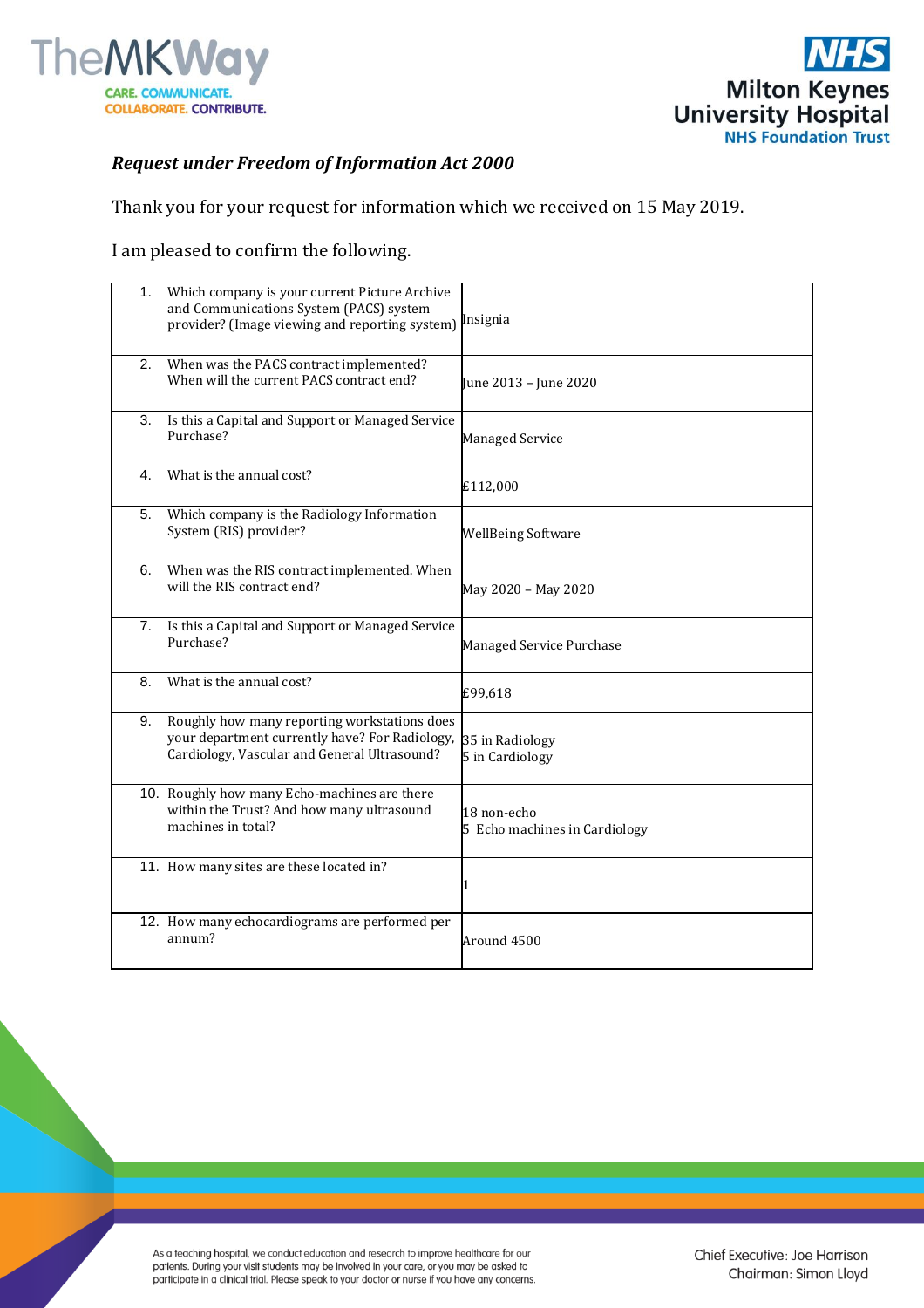*Request under Freedom of Information Act 2000*

Thank you for your request for information which we received on 15 May 2019.

I am pleased to confirm the following.

| Question | Response |
|---|---|
| 1. Which company is your current Picture Archive and Communications System (PACS) system provider? (Image viewing and reporting system) | Insignia |
| 2. When was the PACS contract implemented? When will the current PACS contract end? | June 2013 – June 2020 |
| 3. Is this a Capital and Support or Managed Service Purchase? | Managed Service |
| 4. What is the annual cost? | £112,000 |
| 5. Which company is the Radiology Information System (RIS) provider? | WellBeing Software |
| 6. When was the RIS contract implemented. When will the RIS contract end? | May 2020 – May 2020 |
| 7. Is this a Capital and Support or Managed Service Purchase? | Managed Service Purchase |
| 8. What is the annual cost? | £99,618 |
| 9. Roughly how many reporting workstations does your department currently have? For Radiology, Cardiology, Vascular and General Ultrasound? | 35 in Radiology<br>5 in Cardiology |
| 10. Roughly how many Echo-machines are there within the Trust? And how many ultrasound machines in total? | 18 non-echo<br>5 Echo machines in Cardiology |
| 11. How many sites are these located in? | 1 |
| 12. How many echocardiograms are performed per annum? | Around 4500 |

As a teaching hospital, we conduct education and research to improve healthcare for our patients. During your visit students may be involved in your care, or you may be asked to participate in a clinical trial. Please speak to your doctor or nurse if you have any concerns.

Chief Executive: Joe Harrison
Chairman: Simon Lloyd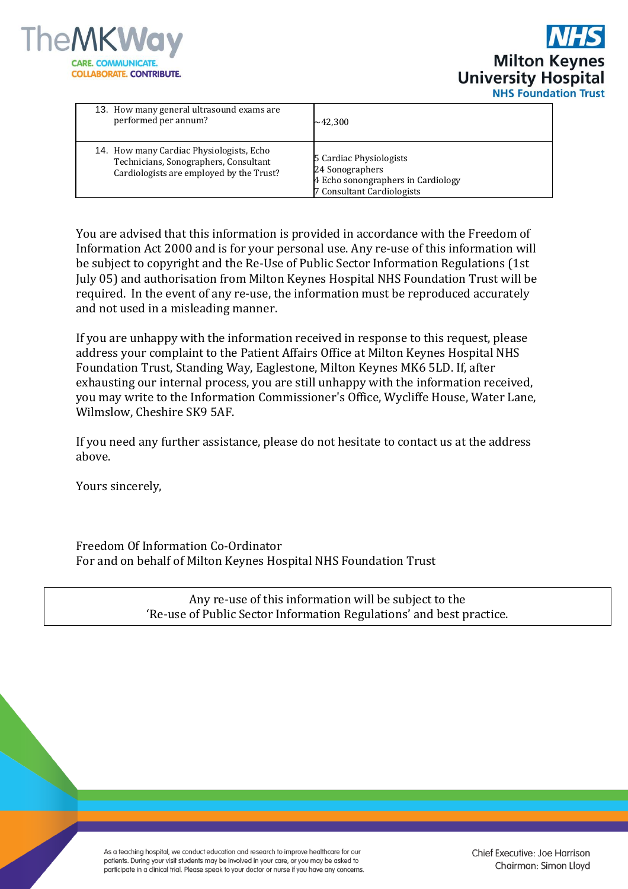| | |
|---|---|
| 13. How many general ultrasound exams are performed per annum? | ~42,300 |
| 14. How many Cardiac Physiologists, Echo Technicians, Sonographers, Consultant Cardiologists are employed by the Trust? | 5 Cardiac Physiologists<br>24 Sonographers<br>4 Echo sonongraphers in Cardiology<br>7 Consultant Cardiologists |

You are advised that this information is provided in accordance with the Freedom of Information Act 2000 and is for your personal use. Any re-use of this information will be subject to copyright and the Re-Use of Public Sector Information Regulations (1st July 05) and authorisation from Milton Keynes Hospital NHS Foundation Trust will be required. In the event of any re-use, the information must be reproduced accurately and not used in a misleading manner.

If you are unhappy with the information received in response to this request, please address your complaint to the Patient Affairs Office at Milton Keynes Hospital NHS Foundation Trust, Standing Way, Eaglestone, Milton Keynes MK6 5LD. If, after exhausting our internal process, you are still unhappy with the information received, you may write to the Information Commissioner's Office, Wycliffe House, Water Lane, Wilmslow, Cheshire SK9 5AF.

If you need any further assistance, please do not hesitate to contact us at the address above.

Yours sincerely,

Freedom Of Information Co-Ordinator
For and on behalf of Milton Keynes Hospital NHS Foundation Trust

Any re-use of this information will be subject to the 'Re-use of Public Sector Information Regulations' and best practice.